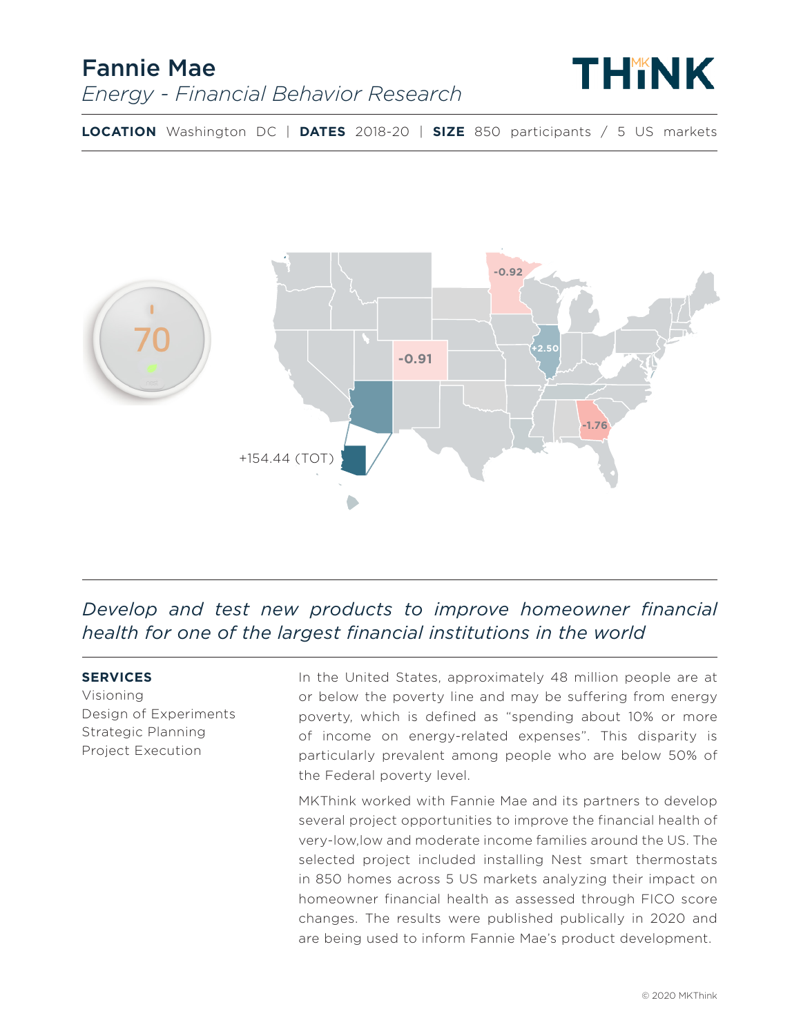# Fannie Mae

*Energy - Financial Behavior Research*

**LOCATION** Washington DC | **DATES** 2018-20 | **SIZE** 850 participants / 5 US markets

-0.92

-0.91

+2.50

-1.76

+154.44 (TOT)

*Develop and test new products to improve homeowner financial health for one of the largest financial institutions in the world*

**SERVICES**

Visioning
Design of Experiments
Strategic Planning
Project Execution

In the United States, approximately 48 million people are at or below the poverty line and may be suffering from energy poverty, which is defined as "spending about 10% or more of income on energy-related expenses". This disparity is particularly prevalent among people who are below 50% of the Federal poverty level.

MKThink worked with Fannie Mae and its partners to develop several project opportunities to improve the financial health of very-low,low and moderate income families around the US. The selected project included installing Nest smart thermostats in 850 homes across 5 US markets analyzing their impact on homeowner financial health as assessed through FICO score changes. The results were published publically in 2020 and are being used to inform Fannie Mae's product development.

© 2020 MKThink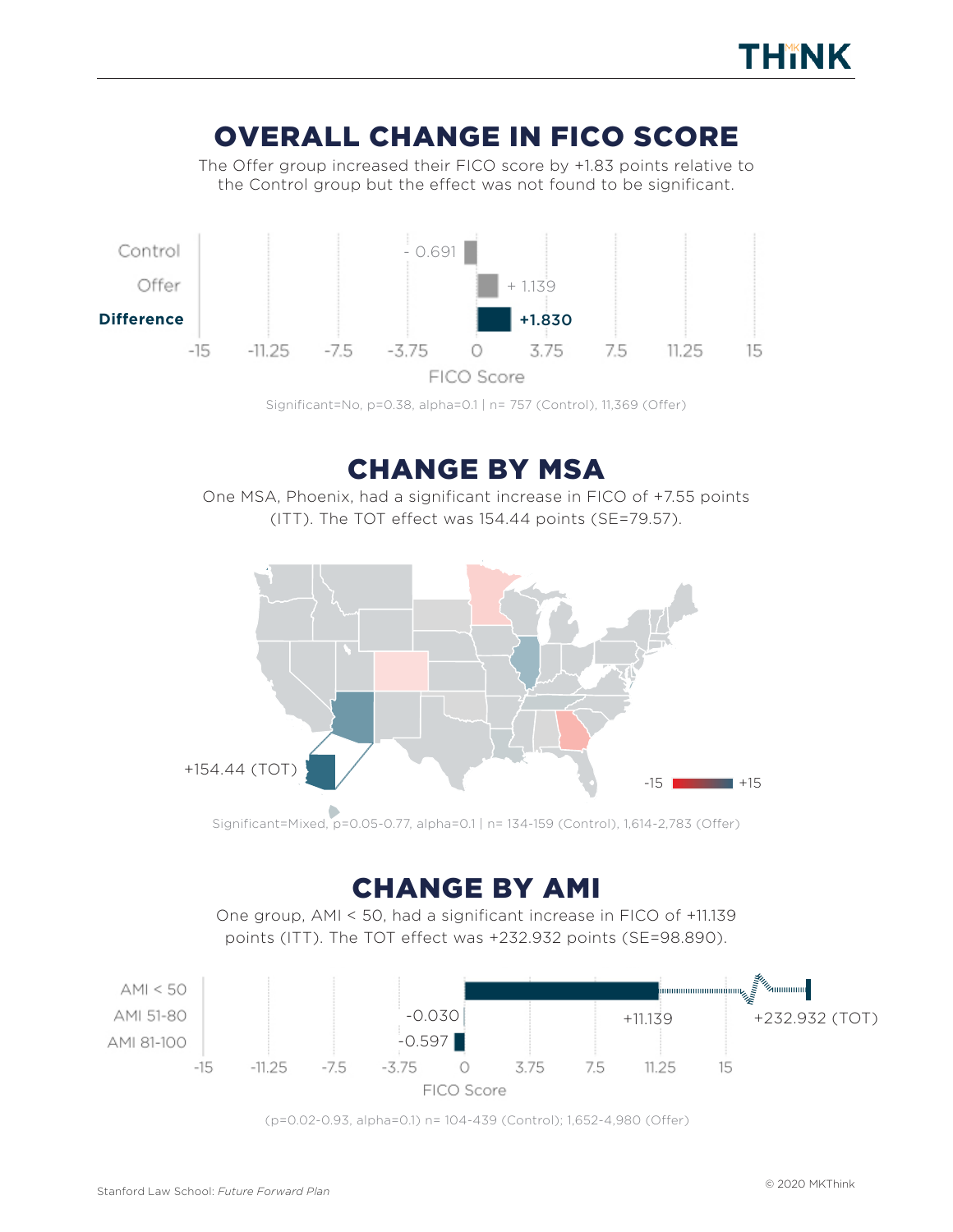# OVERALL CHANGE IN FICO SCORE

The Offer group increased their FICO score by +1.83 points relative to the Control group but the effect was not found to be significant.

Control
Offer
**Difference**

- 0.691
+ 1.139
**+1.830**

-15 -11.25 -7.5 -3.75 0 3.75 7.5 11.25 15

FICO Score

Significant=No, p=0.38, alpha=0.1 | n= 757 (Control), 11,369 (Offer)

# CHANGE BY MSA

One MSA, Phoenix, had a significant increase in FICO of +7.55 points (ITT). The TOT effect was 154.44 points (SE=79.57).

+154.44 (TOT)

-15 +15

Significant=Mixed, p=0.05-0.77, alpha=0.1 | n= 134-159 (Control), 1,614-2,783 (Offer)

# CHANGE BY AMI

One group, AMI < 50, had a significant increase in FICO of +11.139 points (ITT). The TOT effect was +232.932 points (SE=98.890).

AMI < 50
AMI 51-80
AMI 81-100

+11.139
+232.932 (TOT)
-0.030
-0.597

-15 -11.25 -7.5 -3.75 0 3.75 7.5 11.25 15

FICO Score

(p=0.02-0.93, alpha=0.1) n= 104-439 (Control); 1,652-4,980 (Offer)